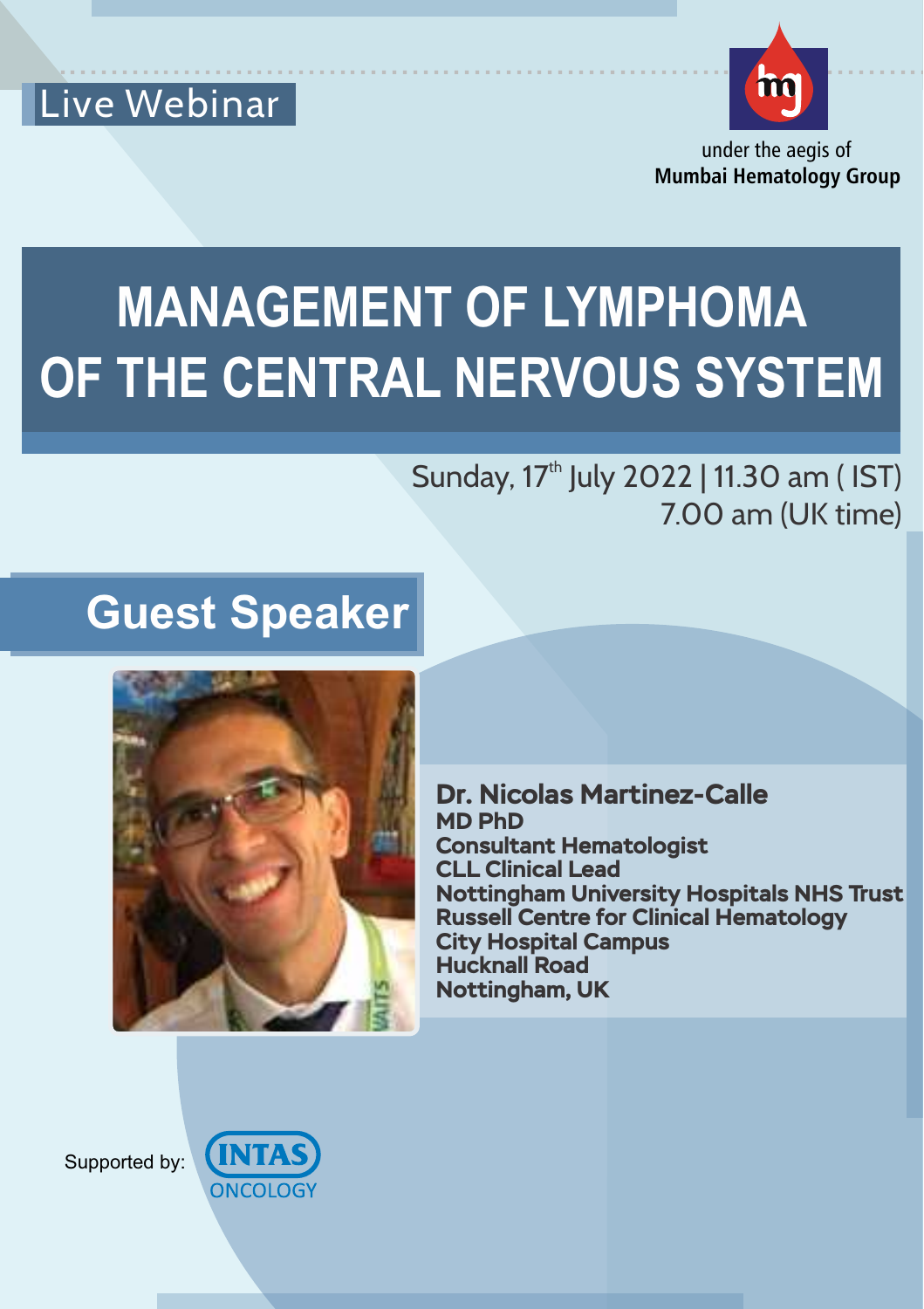Live Webinar

under the aegis of
**Mumbai Hematology Group**

# MANAGEMENT OF LYMPHOMA OF THE CENTRAL NERVOUS SYSTEM

Sunday, 17th July 2022 | 11.30 am ( IST)
7.00 am (UK time)

## Guest Speaker

**Dr. Nicolas Martinez-Calle**
**MD PhD**
**Consultant Hematologist**
**CLL Clinical Lead**
**Nottingham University Hospitals NHS Trust**
**Russell Centre for Clinical Hematology**
**City Hospital Campus**
**Hucknall Road**
**Nottingham, UK**

Supported by: INTAS ONCOLOGY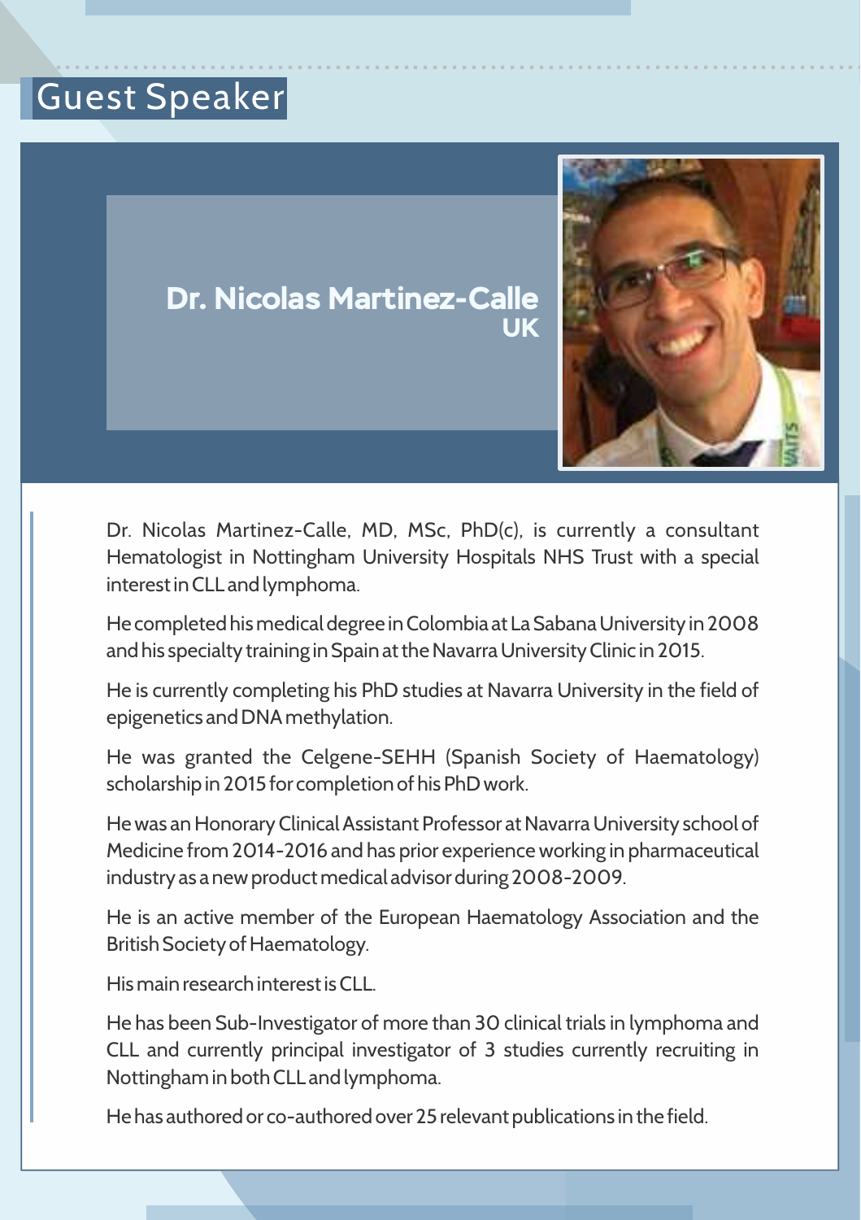# Guest Speaker

## Dr. Nicolas Martinez-Calle
**UK**

Dr. Nicolas Martinez-Calle, MD, MSc, PhD(c), is currently a consultant Hematologist in Nottingham University Hospitals NHS Trust with a special interest in CLL and lymphoma.

He completed his medical degree in Colombia at La Sabana University in 2008 and his specialty training in Spain at the Navarra University Clinic in 2015.

He is currently completing his PhD studies at Navarra University in the field of epigenetics and DNA methylation.

He was granted the Celgene-SEHH (Spanish Society of Haematology) scholarship in 2015 for completion of his PhD work.

He was an Honorary Clinical Assistant Professor at Navarra University school of Medicine from 2014-2016 and has prior experience working in pharmaceutical industry as a new product medical advisor during 2008-2009.

He is an active member of the European Haematology Association and the British Society of Haematology.

His main research interest is CLL.

He has been Sub-Investigator of more than 30 clinical trials in lymphoma and CLL and currently principal investigator of 3 studies currently recruiting in Nottingham in both CLL and lymphoma.

He has authored or co-authored over 25 relevant publications in the field.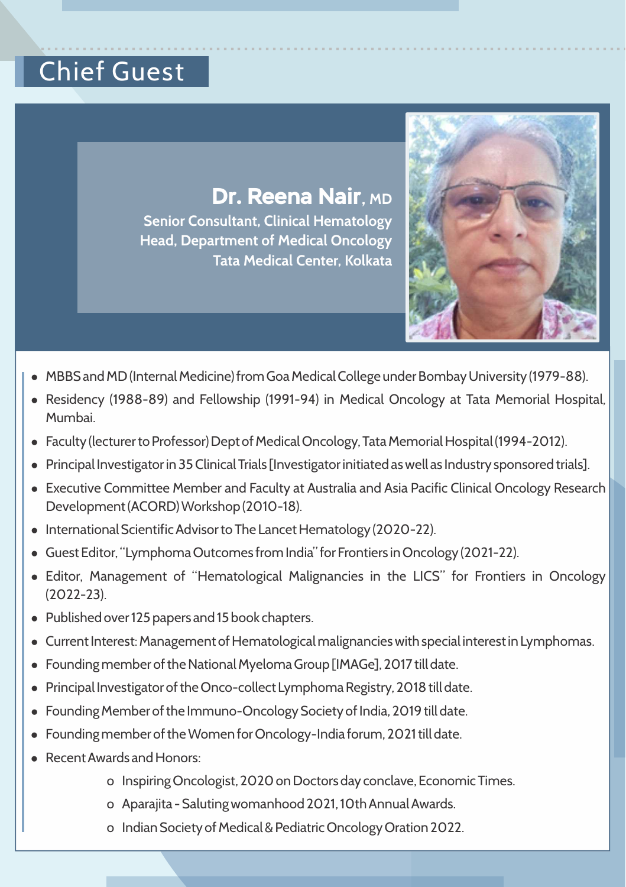# Chief Guest

## Dr. Reena Nair, MD

**Senior Consultant, Clinical Hematology**
**Head, Department of Medical Oncology**
**Tata Medical Center, Kolkata**

- MBBS and MD (Internal Medicine) from Goa Medical College under Bombay University (1979-88).
- Residency (1988-89) and Fellowship (1991-94) in Medical Oncology at Tata Memorial Hospital, Mumbai.
- Faculty (lecturer to Professor) Dept of Medical Oncology, Tata Memorial Hospital (1994-2012).
- Principal Investigator in 35 Clinical Trials [Investigator initiated as well as Industry sponsored trials].
- Executive Committee Member and Faculty at Australia and Asia Pacific Clinical Oncology Research Development (ACORD) Workshop (2010-18).
- International Scientific Advisor to The Lancet Hematology (2020-22).
- Guest Editor, "Lymphoma Outcomes from India" for Frontiers in Oncology (2021-22).
- Editor, Management of "Hematological Malignancies in the LICS" for Frontiers in Oncology (2022-23).
- Published over 125 papers and 15 book chapters.
- Current Interest: Management of Hematological malignancies with special interest in Lymphomas.
- Founding member of the National Myeloma Group [IMAGe], 2017 till date.
- Principal Investigator of the Onco-collect Lymphoma Registry, 2018 till date.
- Founding Member of the Immuno-Oncology Society of India, 2019 till date.
- Founding member of the Women for Oncology-India forum, 2021 till date.
- Recent Awards and Honors:
  - Inspiring Oncologist, 2020 on Doctors day conclave, Economic Times.
  - Aparajita - Saluting womanhood 2021, 10th Annual Awards.
  - Indian Society of Medical & Pediatric Oncology Oration 2022.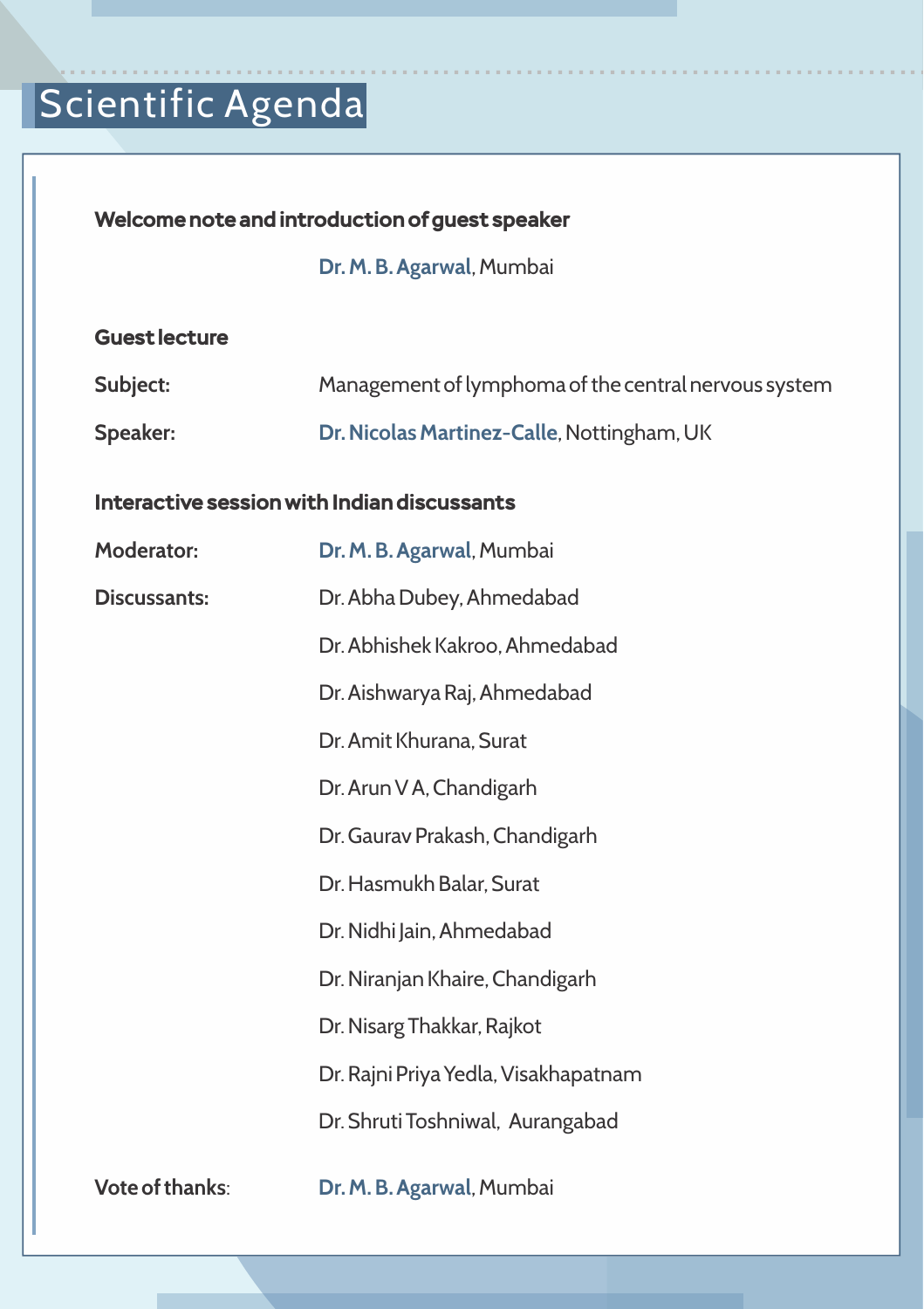# Scientific Agenda

**Welcome note and introduction of guest speaker**

**Dr. M. B. Agarwal**, Mumbai

**Guest lecture**

**Subject:** Management of lymphoma of the central nervous system

**Speaker:** **Dr. Nicolas Martinez-Calle**, Nottingham, UK

**Interactive session with Indian discussants**

**Moderator:** **Dr. M. B. Agarwal**, Mumbai

**Discussants:**

- Dr. Abha Dubey, Ahmedabad
- Dr. Abhishek Kakroo, Ahmedabad
- Dr. Aishwarya Raj, Ahmedabad
- Dr. Amit Khurana, Surat
- Dr. Arun V A, Chandigarh
- Dr. Gaurav Prakash, Chandigarh
- Dr. Hasmukh Balar, Surat
- Dr. Nidhi Jain, Ahmedabad
- Dr. Niranjan Khaire, Chandigarh
- Dr. Nisarg Thakkar, Rajkot
- Dr. Rajni Priya Yedla, Visakhapatnam
- Dr. Shruti Toshniwal, Aurangabad

**Vote of thanks**: **Dr. M. B. Agarwal**, Mumbai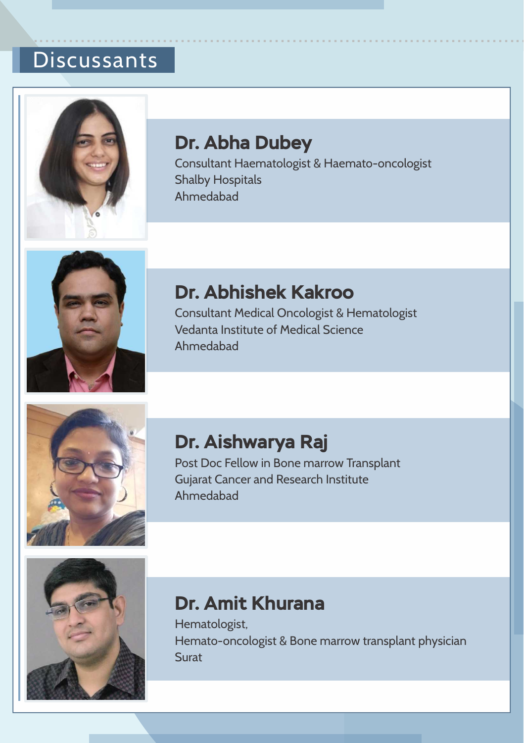# Discussants

### Dr. Abha Dubey

Consultant Haematologist & Haemato-oncologist
Shalby Hospitals
Ahmedabad

### Dr. Abhishek Kakroo

Consultant Medical Oncologist & Hematologist
Vedanta Institute of Medical Science
Ahmedabad

### Dr. Aishwarya Raj

Post Doc Fellow in Bone marrow Transplant
Gujarat Cancer and Research Institute
Ahmedabad

### Dr. Amit Khurana

Hematologist,
Hemato-oncologist & Bone marrow transplant physician
Surat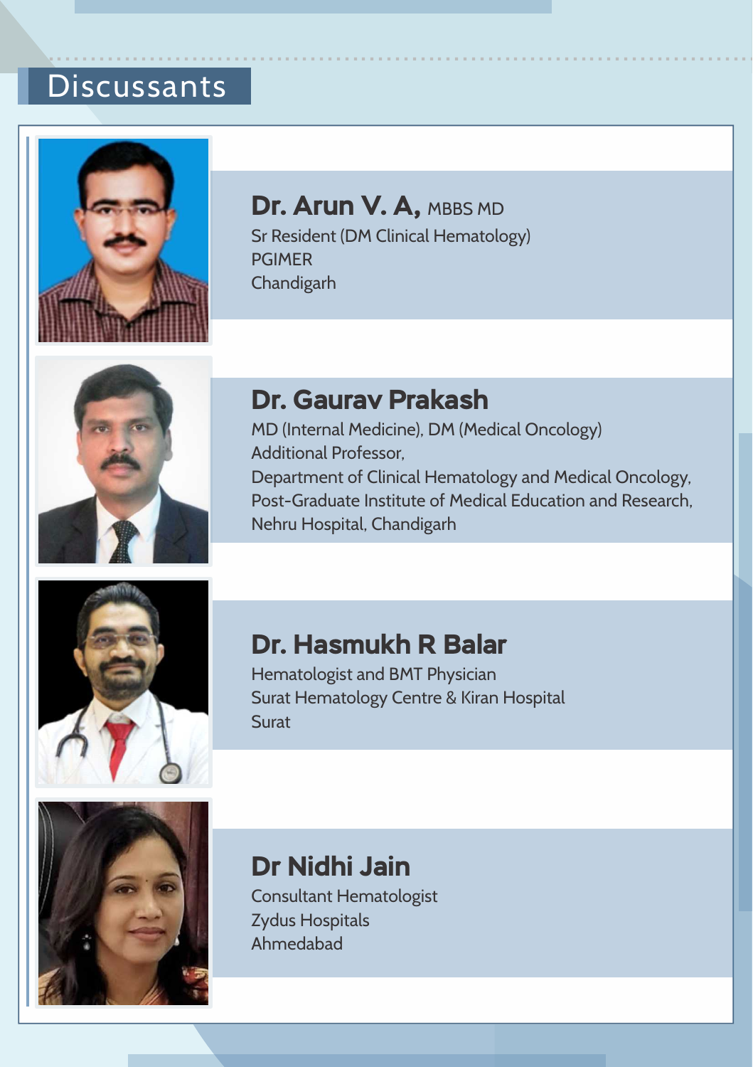# Discussants

### Dr. Arun V. A, MBBS MD
Sr Resident (DM Clinical Hematology)
PGIMER
Chandigarh

### Dr. Gaurav Prakash
MD (Internal Medicine), DM (Medical Oncology)
Additional Professor,
Department of Clinical Hematology and Medical Oncology,
Post-Graduate Institute of Medical Education and Research,
Nehru Hospital, Chandigarh

### Dr. Hasmukh R Balar
Hematologist and BMT Physician
Surat Hematology Centre & Kiran Hospital
Surat

### Dr Nidhi Jain
Consultant Hematologist
Zydus Hospitals
Ahmedabad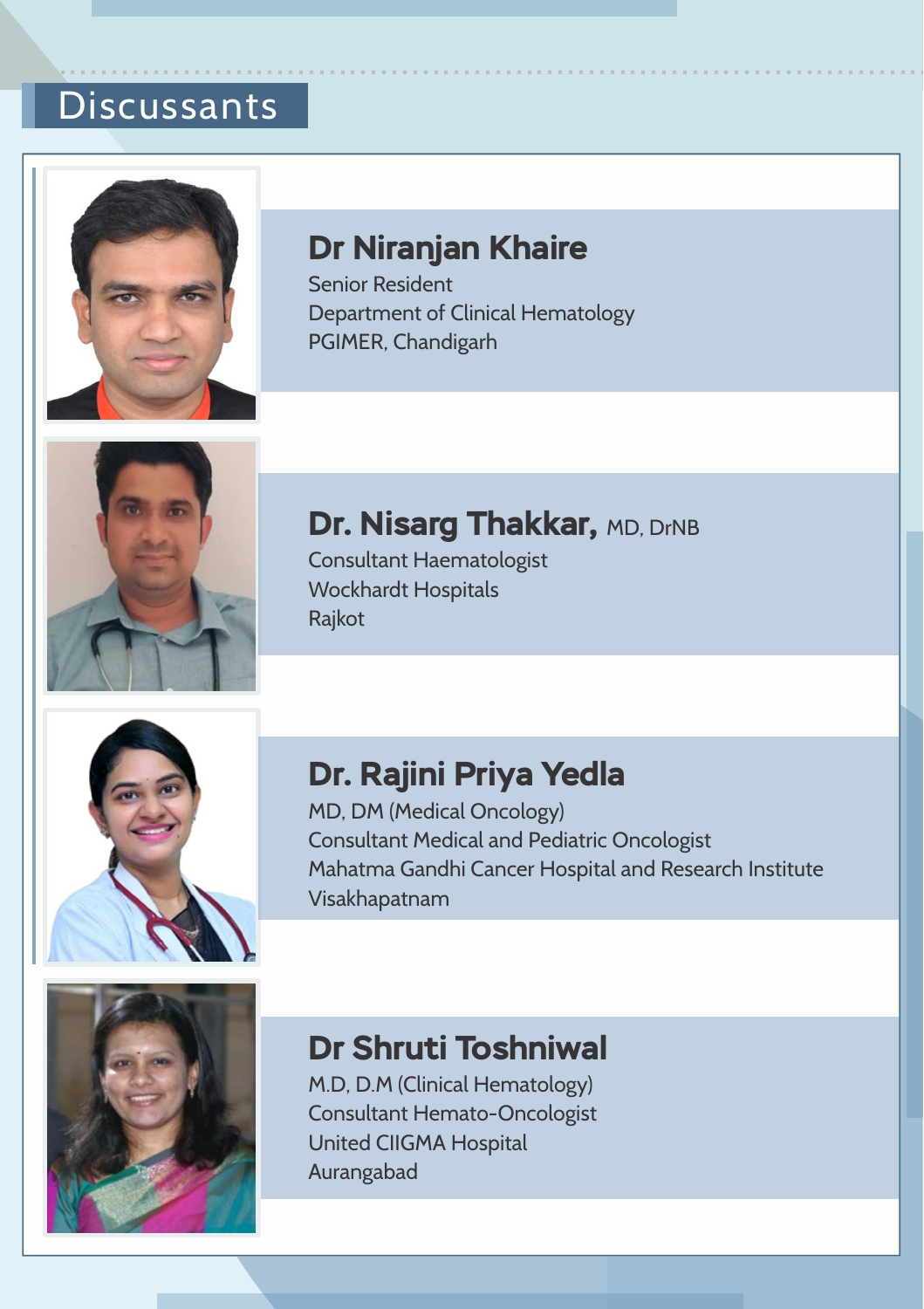# Discussants

### Dr Niranjan Khaire

Senior Resident
Department of Clinical Hematology
PGIMER, Chandigarh

### Dr. Nisarg Thakkar, MD, DrNB

Consultant Haematologist
Wockhardt Hospitals
Rajkot

### Dr. Rajini Priya Yedla

MD, DM (Medical Oncology)
Consultant Medical and Pediatric Oncologist
Mahatma Gandhi Cancer Hospital and Research Institute
Visakhapatnam

### Dr Shruti Toshniwal

M.D, D.M (Clinical Hematology)
Consultant Hemato-Oncologist
United CIIGMA Hospital
Aurangabad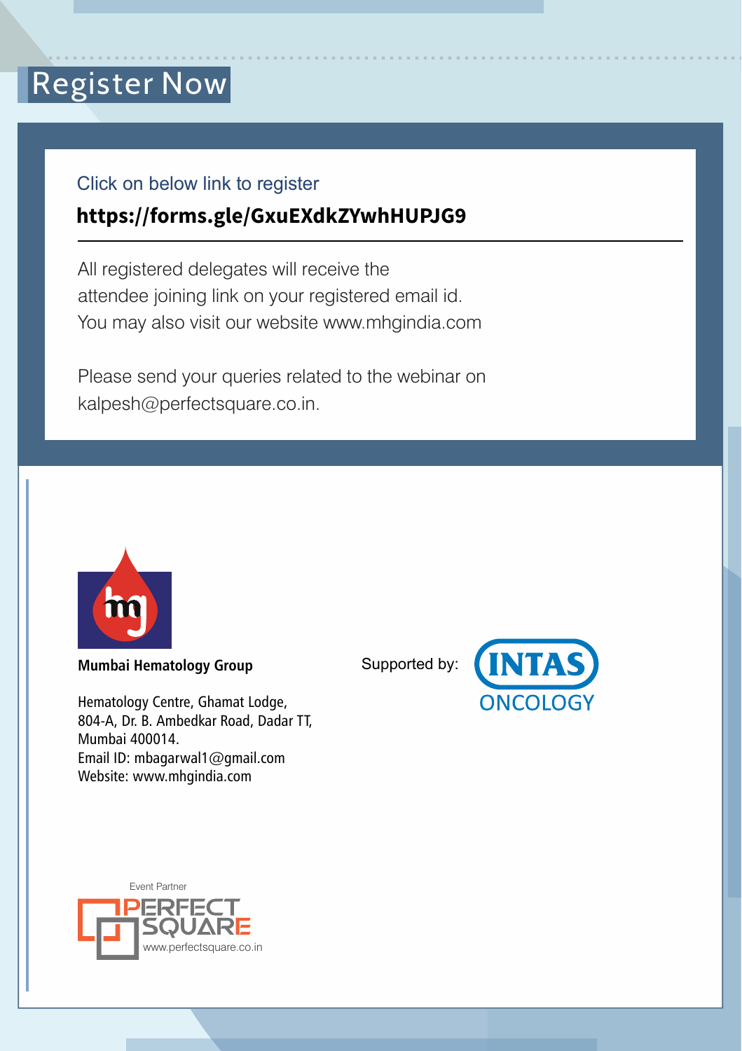# Register Now

Click on below link to register

**https://forms.gle/GxuEXdkZYwhHUPJG9**

All registered delegates will receive the attendee joining link on your registered email id. You may also visit our website www.mhgindia.com

Please send your queries related to the webinar on kalpesh@perfectsquare.co.in.

**Mumbai Hematology Group**

Hematology Centre, Ghamat Lodge,
804-A, Dr. B. Ambedkar Road, Dadar TT,
Mumbai 400014.
Email ID: mbagarwal1@gmail.com
Website: www.mhgindia.com

Supported by: INTAS ONCOLOGY

Event Partner

PERFECT SQUARE
www.perfectsquare.co.in